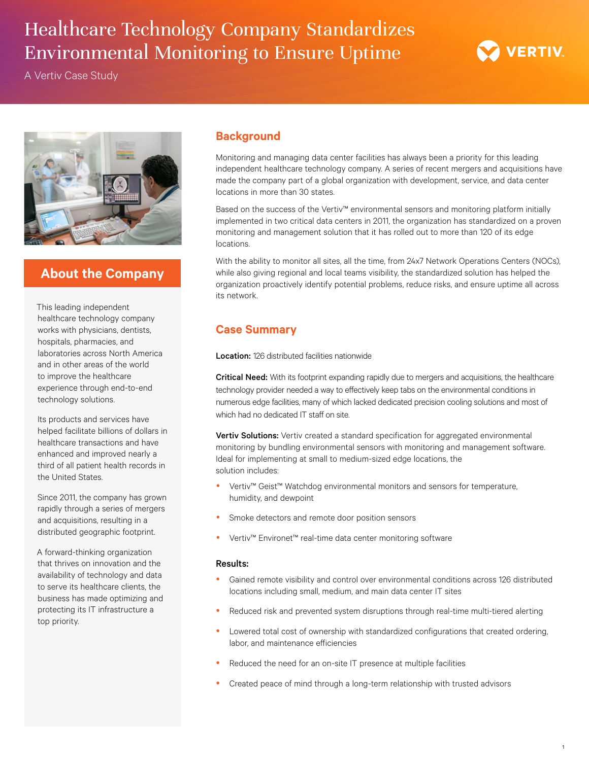# Healthcare Technology Company Standardizes Environmental Monitoring to Ensure Uptime

A Vertiv Case Study

## About the Company

This leading independent healthcare technology company works with physicians, dentists, hospitals, pharmacies, and laboratories across North America and in other areas of the world to improve the healthcare experience through end-to-end technology solutions.

Its products and services have helped facilitate billions of dollars in healthcare transactions and have enhanced and improved nearly a third of all patient health records in the United States.

Since 2011, the company has grown rapidly through a series of mergers and acquisitions, resulting in a distributed geographic footprint.

A forward-thinking organization that thrives on innovation and the availability of technology and data to serve its healthcare clients, the business has made optimizing and protecting its IT infrastructure a top priority.

## Background

Monitoring and managing data center facilities has always been a priority for this leading independent healthcare technology company. A series of recent mergers and acquisitions have made the company part of a global organization with development, service, and data center locations in more than 30 states.

Based on the success of the Vertiv™ environmental sensors and monitoring platform initially implemented in two critical data centers in 2011, the organization has standardized on a proven monitoring and management solution that it has rolled out to more than 120 of its edge locations.

With the ability to monitor all sites, all the time, from 24x7 Network Operations Centers (NOCs), while also giving regional and local teams visibility, the standardized solution has helped the organization proactively identify potential problems, reduce risks, and ensure uptime all across its network.

## Case Summary

**Location:** 126 distributed facilities nationwide

**Critical Need:** With its footprint expanding rapidly due to mergers and acquisitions, the healthcare technology provider needed a way to effectively keep tabs on the environmental conditions in numerous edge facilities, many of which lacked dedicated precision cooling solutions and most of which had no dedicated IT staff on site.

**Vertiv Solutions:** Vertiv created a standard specification for aggregated environmental monitoring by bundling environmental sensors with monitoring and management software. Ideal for implementing at small to medium-sized edge locations, the solution includes:

- Vertiv™ Geist™ Watchdog environmental monitors and sensors for temperature, humidity, and dewpoint
- Smoke detectors and remote door position sensors
- Vertiv™ Environet™ real-time data center monitoring software

**Results:**

- Gained remote visibility and control over environmental conditions across 126 distributed locations including small, medium, and main data center IT sites
- Reduced risk and prevented system disruptions through real-time multi-tiered alerting
- Lowered total cost of ownership with standardized configurations that created ordering, labor, and maintenance efficiencies
- Reduced the need for an on-site IT presence at multiple facilities
- Created peace of mind through a long-term relationship with trusted advisors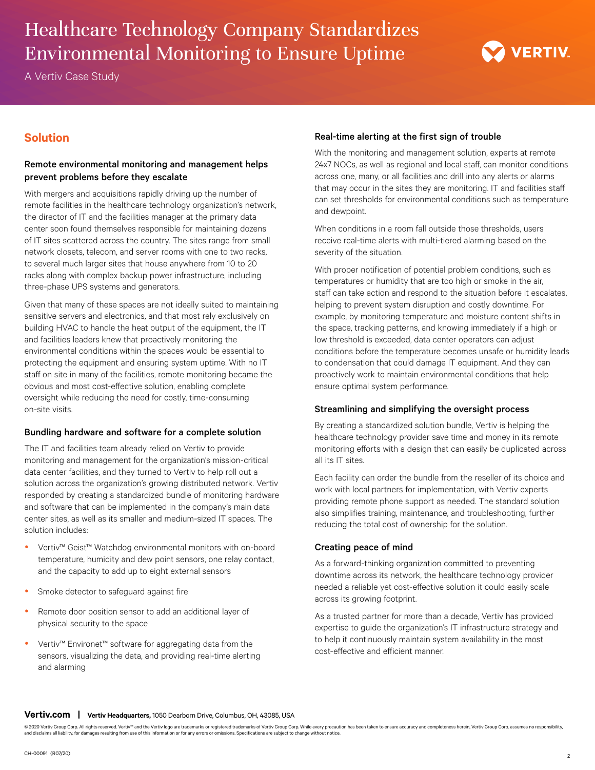# Healthcare Technology Company Standardizes Environmental Monitoring to Ensure Uptime

A Vertiv Case Study

## Solution

### Remote environmental monitoring and management helps prevent problems before they escalate

With mergers and acquisitions rapidly driving up the number of remote facilities in the healthcare technology organization's network, the director of IT and the facilities manager at the primary data center soon found themselves responsible for maintaining dozens of IT sites scattered across the country. The sites range from small network closets, telecom, and server rooms with one to two racks, to several much larger sites that house anywhere from 10 to 20 racks along with complex backup power infrastructure, including three-phase UPS systems and generators.

Given that many of these spaces are not ideally suited to maintaining sensitive servers and electronics, and that most rely exclusively on building HVAC to handle the heat output of the equipment, the IT and facilities leaders knew that proactively monitoring the environmental conditions within the spaces would be essential to protecting the equipment and ensuring system uptime. With no IT staff on site in many of the facilities, remote monitoring became the obvious and most cost-effective solution, enabling complete oversight while reducing the need for costly, time-consuming on-site visits.

### Bundling hardware and software for a complete solution

The IT and facilities team already relied on Vertiv to provide monitoring and management for the organization's mission-critical data center facilities, and they turned to Vertiv to help roll out a solution across the organization's growing distributed network. Vertiv responded by creating a standardized bundle of monitoring hardware and software that can be implemented in the company's main data center sites, as well as its smaller and medium-sized IT spaces. The solution includes:

- Vertiv™ Geist™ Watchdog environmental monitors with on-board temperature, humidity and dew point sensors, one relay contact, and the capacity to add up to eight external sensors
- Smoke detector to safeguard against fire
- Remote door position sensor to add an additional layer of physical security to the space
- Vertiv™ Environet™ software for aggregating data from the sensors, visualizing the data, and providing real-time alerting and alarming

### Real-time alerting at the first sign of trouble

With the monitoring and management solution, experts at remote 24x7 NOCs, as well as regional and local staff, can monitor conditions across one, many, or all facilities and drill into any alerts or alarms that may occur in the sites they are monitoring. IT and facilities staff can set thresholds for environmental conditions such as temperature and dewpoint.

When conditions in a room fall outside those thresholds, users receive real-time alerts with multi-tiered alarming based on the severity of the situation.

With proper notification of potential problem conditions, such as temperatures or humidity that are too high or smoke in the air, staff can take action and respond to the situation before it escalates, helping to prevent system disruption and costly downtime. For example, by monitoring temperature and moisture content shifts in the space, tracking patterns, and knowing immediately if a high or low threshold is exceeded, data center operators can adjust conditions before the temperature becomes unsafe or humidity leads to condensation that could damage IT equipment. And they can proactively work to maintain environmental conditions that help ensure optimal system performance.

### Streamlining and simplifying the oversight process

By creating a standardized solution bundle, Vertiv is helping the healthcare technology provider save time and money in its remote monitoring efforts with a design that can easily be duplicated across all its IT sites.

Each facility can order the bundle from the reseller of its choice and work with local partners for implementation, with Vertiv experts providing remote phone support as needed. The standard solution also simplifies training, maintenance, and troubleshooting, further reducing the total cost of ownership for the solution.

### Creating peace of mind

As a forward-thinking organization committed to preventing downtime across its network, the healthcare technology provider needed a reliable yet cost-effective solution it could easily scale across its growing footprint.

As a trusted partner for more than a decade, Vertiv has provided expertise to guide the organization's IT infrastructure strategy and to help it continuously maintain system availability in the most cost-effective and efficient manner.

**Vertiv.com** | **Vertiv Headquarters,** 1050 Dearborn Drive, Columbus, OH, 43085, USA

© 2020 Vertiv Group Corp. All rights reserved. Vertiv™ and the Vertiv logo are trademarks or registered trademarks of Vertiv Group Corp. While every precaution has been taken to ensure accuracy and completeness herein, Vertiv Group Corp. assumes no responsibility, and disclaims all liability, for damages resulting from use of this information or for any errors or omissions. Specifications are subject to change without notice.

CH-00091 (R07/20)